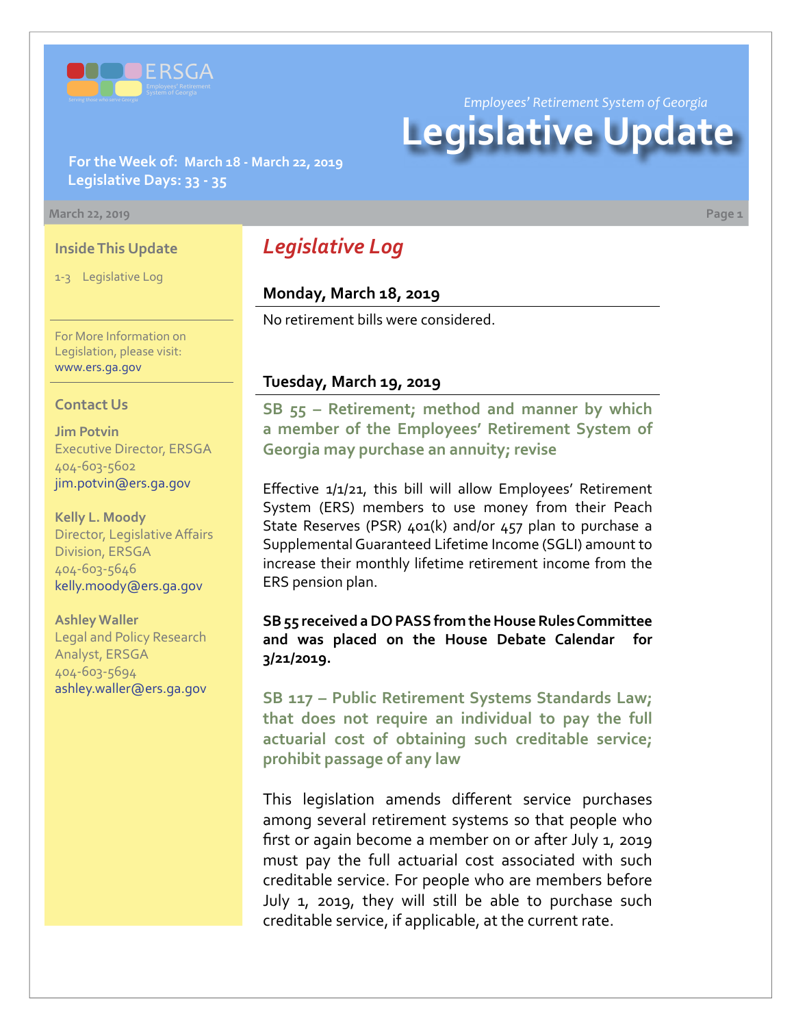ERSGA
Employees' Retirement System of Georgia
Serving those who serve Georgia

*Employees' Retirement System of Georgia*

# Legislative Update

**For the Week of: March 18 - March 22, 2019**
**Legislative Days: 33 - 35**

March 22, 2019

### Inside This Update

1-3 Legislative Log

For More Information on Legislation, please visit: www.ers.ga.gov

### Contact Us

**Jim Potvin**
Executive Director, ERSGA
404-603-5602
jim.potvin@ers.ga.gov

**Kelly L. Moody**
Director, Legislative Affairs Division, ERSGA
404-603-5646
kelly.moody@ers.ga.gov

**Ashley Waller**
Legal and Policy Research Analyst, ERSGA
404-603-5694
ashley.waller@ers.ga.gov

## *Legislative Log*

### Monday, March 18, 2019

No retirement bills were considered.

### Tuesday, March 19, 2019

**SB 55 – Retirement; method and manner by which a member of the Employees' Retirement System of Georgia may purchase an annuity; revise**

Effective 1/1/21, this bill will allow Employees' Retirement System (ERS) members to use money from their Peach State Reserves (PSR) 401(k) and/or 457 plan to purchase a Supplemental Guaranteed Lifetime Income (SGLI) amount to increase their monthly lifetime retirement income from the ERS pension plan.

**SB 55 received a DO PASS from the House Rules Committee and was placed on the House Debate Calendar for 3/21/2019.**

**SB 117 – Public Retirement Systems Standards Law; that does not require an individual to pay the full actuarial cost of obtaining such creditable service; prohibit passage of any law**

This legislation amends different service purchases among several retirement systems so that people who first or again become a member on or after July 1, 2019 must pay the full actuarial cost associated with such creditable service. For people who are members before July 1, 2019, they will still be able to purchase such creditable service, if applicable, at the current rate.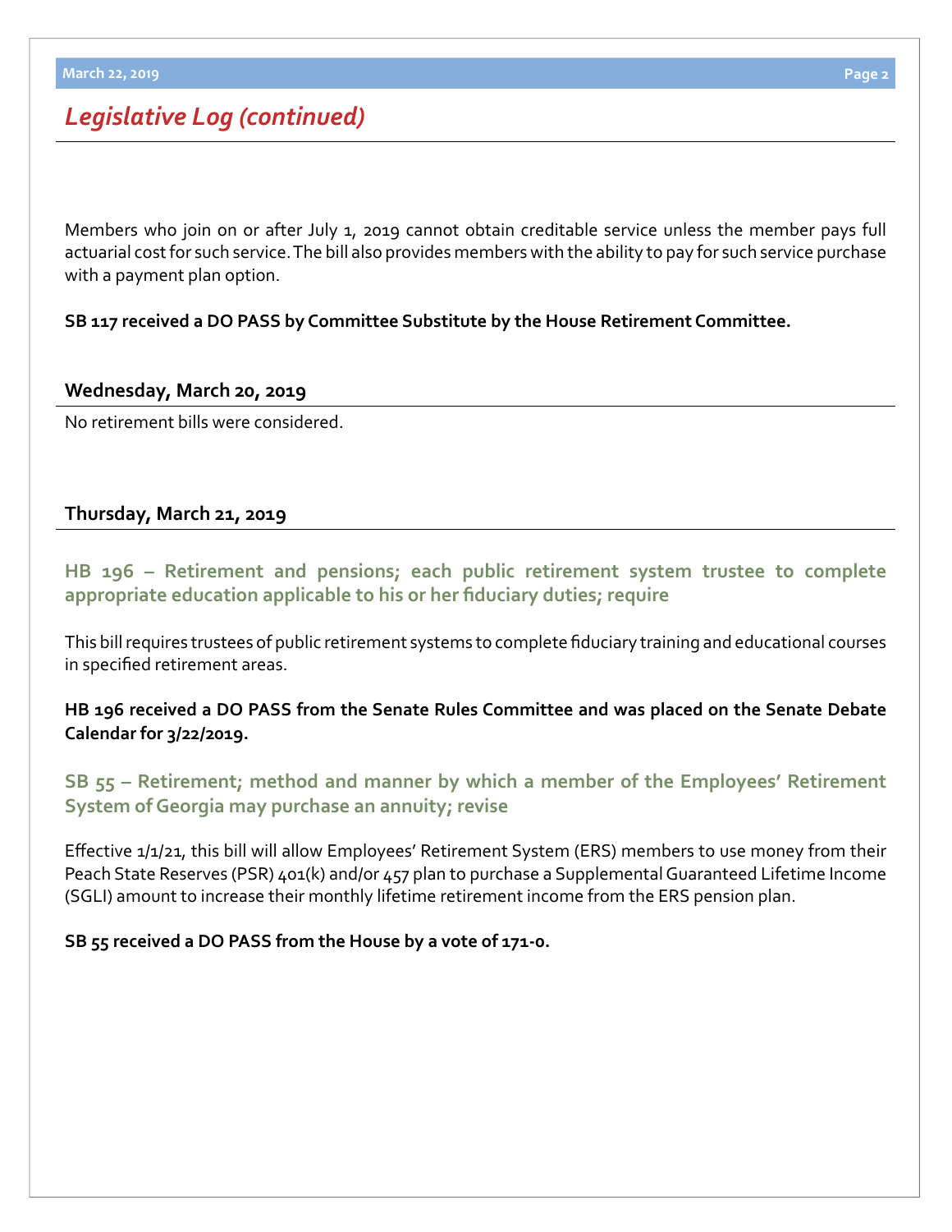## *Legislative Log (continued)*

Members who join on or after July 1, 2019 cannot obtain creditable service unless the member pays full actuarial cost for such service. The bill also provides members with the ability to pay for such service purchase with a payment plan option.

**SB 117 received a DO PASS by Committee Substitute by the House Retirement Committee.**

### Wednesday, March 20, 2019

No retirement bills were considered.

### Thursday, March 21, 2019

#### HB 196 – Retirement and pensions; each public retirement system trustee to complete appropriate education applicable to his or her fiduciary duties; require

This bill requires trustees of public retirement systems to complete fiduciary training and educational courses in specified retirement areas.

**HB 196 received a DO PASS from the Senate Rules Committee and was placed on the Senate Debate Calendar for 3/22/2019.**

#### SB 55 – Retirement; method and manner by which a member of the Employees' Retirement System of Georgia may purchase an annuity; revise

Effective 1/1/21, this bill will allow Employees' Retirement System (ERS) members to use money from their Peach State Reserves (PSR) 401(k) and/or 457 plan to purchase a Supplemental Guaranteed Lifetime Income (SGLI) amount to increase their monthly lifetime retirement income from the ERS pension plan.

**SB 55 received a DO PASS from the House by a vote of 171-0.**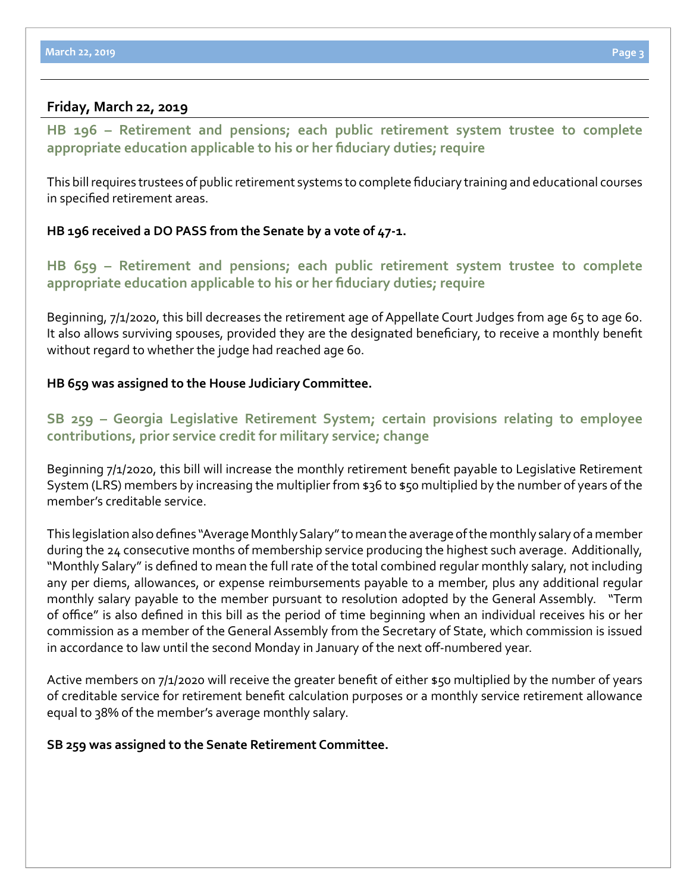**Friday, March 22, 2019**

## HB 196 – Retirement and pensions; each public retirement system trustee to complete appropriate education applicable to his or her fiduciary duties; require

This bill requires trustees of public retirement systems to complete fiduciary training and educational courses in specified retirement areas.

**HB 196 received a DO PASS from the Senate by a vote of 47-1.**

## HB 659 – Retirement and pensions; each public retirement system trustee to complete appropriate education applicable to his or her fiduciary duties; require

Beginning, 7/1/2020, this bill decreases the retirement age of Appellate Court Judges from age 65 to age 60. It also allows surviving spouses, provided they are the designated beneficiary, to receive a monthly benefit without regard to whether the judge had reached age 60.

**HB 659 was assigned to the House Judiciary Committee.**

## SB 259 – Georgia Legislative Retirement System; certain provisions relating to employee contributions, prior service credit for military service; change

Beginning 7/1/2020, this bill will increase the monthly retirement benefit payable to Legislative Retirement System (LRS) members by increasing the multiplier from $36 to $50 multiplied by the number of years of the member's creditable service.

This legislation also defines "Average Monthly Salary" to mean the average of the monthly salary of a member during the 24 consecutive months of membership service producing the highest such average. Additionally, "Monthly Salary" is defined to mean the full rate of the total combined regular monthly salary, not including any per diems, allowances, or expense reimbursements payable to a member, plus any additional regular monthly salary payable to the member pursuant to resolution adopted by the General Assembly. "Term of office" is also defined in this bill as the period of time beginning when an individual receives his or her commission as a member of the General Assembly from the Secretary of State, which commission is issued in accordance to law until the second Monday in January of the next off-numbered year.

Active members on 7/1/2020 will receive the greater benefit of either $50 multiplied by the number of years of creditable service for retirement benefit calculation purposes or a monthly service retirement allowance equal to 38% of the member's average monthly salary.

**SB 259 was assigned to the Senate Retirement Committee.**